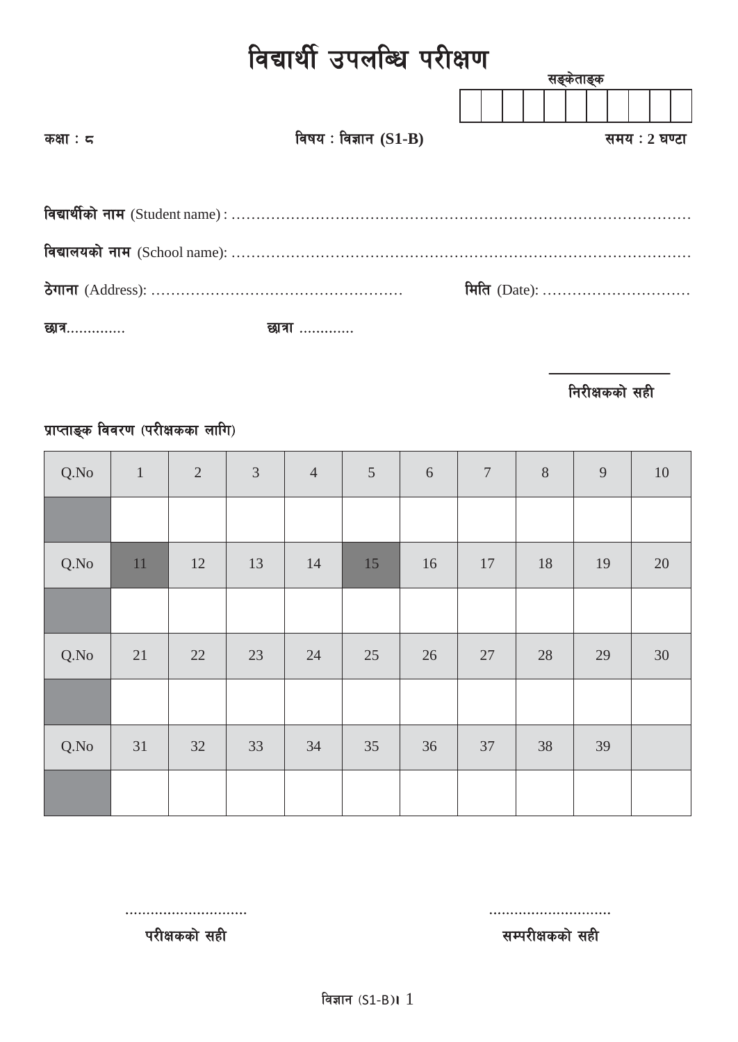# विद्यार्थी उपलब्धि परीक्षण

सङ्केताङ्क

| | | | | | | | | | | |
|---|---|---|---|---|---|---|---|---|---|---|
| | | | | | | | | | | |

कक्षा : ८ | विषय : विज्ञान (S1-B) | समय : 2 घण्टा

**विद्यार्थीको नाम** (Student name) : ..............................................................................................

**विद्यालयको नाम** (School name): ..............................................................................................

**ठेगाना** (Address): .................................................... **मिति** (Date): ..............................

**छात्र**.............. **छात्रा** .............

निरीक्षकको सही

प्राप्ताङ्क विवरण (परीक्षकका लागि)

| Q.No | 1 | 2 | 3 | 4 | 5 | 6 | 7 | 8 | 9 | 10 |
|---|---|---|---|---|---|---|---|---|---|---|
| | | | | | | | | | | |
| Q.No | 11 | 12 | 13 | 14 | 15 | 16 | 17 | 18 | 19 | 20 |
| | | | | | | | | | | |
| Q.No | 21 | 22 | 23 | 24 | 25 | 26 | 27 | 28 | 29 | 30 |
| | | | | | | | | | | |
| Q.No | 31 | 32 | 33 | 34 | 35 | 36 | 37 | 38 | 39 | |
| | | | | | | | | | | |

............................. ............................

परीक्षकको सही सम्परीक्षकको सही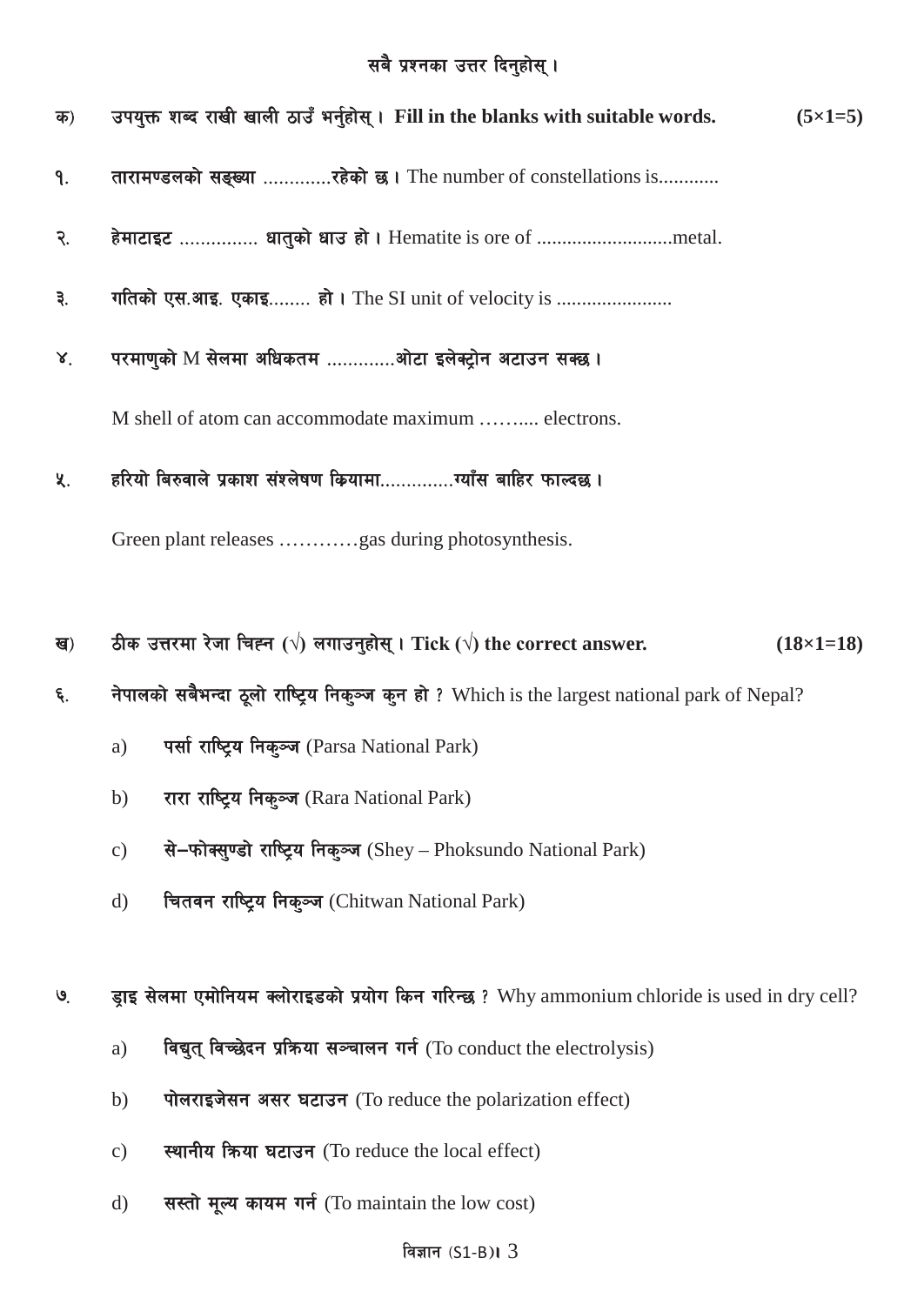सबै प्रश्नका उत्तर दिनुहोस् ।

**क) उपयुक्त शब्द राखी खाली ठाउँ भर्नुहोस् । Fill in the blanks with suitable words. (5×1=5)**

१. तारामण्डलको सङ्ख्या .............रहेको छ । The number of constellations is............

२. हेमाटाइट ............... धातुको धाउ हो । Hematite is ore of ...........................metal.

३. गतिको एस.आइ. एकाइ........ हो । The SI unit of velocity is .......................

४. परमाणुको M सेलमा अधिकतम .............ओटा इलेक्ट्रोन अटाउन सक्छ ।

M shell of atom can accommodate maximum ……..... electrons.

५. हरियो बिरुवाले प्रकाश संश्लेषण क्रियामा..............ग्याँस बाहिर फाल्दछ ।

Green plant releases …………gas during photosynthesis.

**ख) ठीक उत्तरमा रेजा चिह्न (√) लगाउनुहोस् । Tick (√) the correct answer. (18×1=18)**

६. नेपालको सबैभन्दा ठूलो राष्ट्रिय निकुञ्ज कुन हो ? Which is the largest national park of Nepal?

a) पर्सा राष्ट्रिय निकुञ्ज (Parsa National Park)

b) रारा राष्ट्रिय निकुञ्ज (Rara National Park)

c) से–फोक्सुण्डो राष्ट्रिय निकुञ्ज (Shey – Phoksundo National Park)

d) चितवन राष्ट्रिय निकुञ्ज (Chitwan National Park)

७. ड्राइ सेलमा एमोनियम क्लोराइडको प्रयोग किन गरिन्छ ? Why ammonium chloride is used in dry cell?

a) विद्युत् विच्छेदन प्रक्रिया सञ्चालन गर्न (To conduct the electrolysis)

b) पोलराइजेसन असर घटाउन (To reduce the polarization effect)

c) स्थानीय क्रिया घटाउन (To reduce the local effect)

d) सस्तो मूल्य कायम गर्न (To maintain the low cost)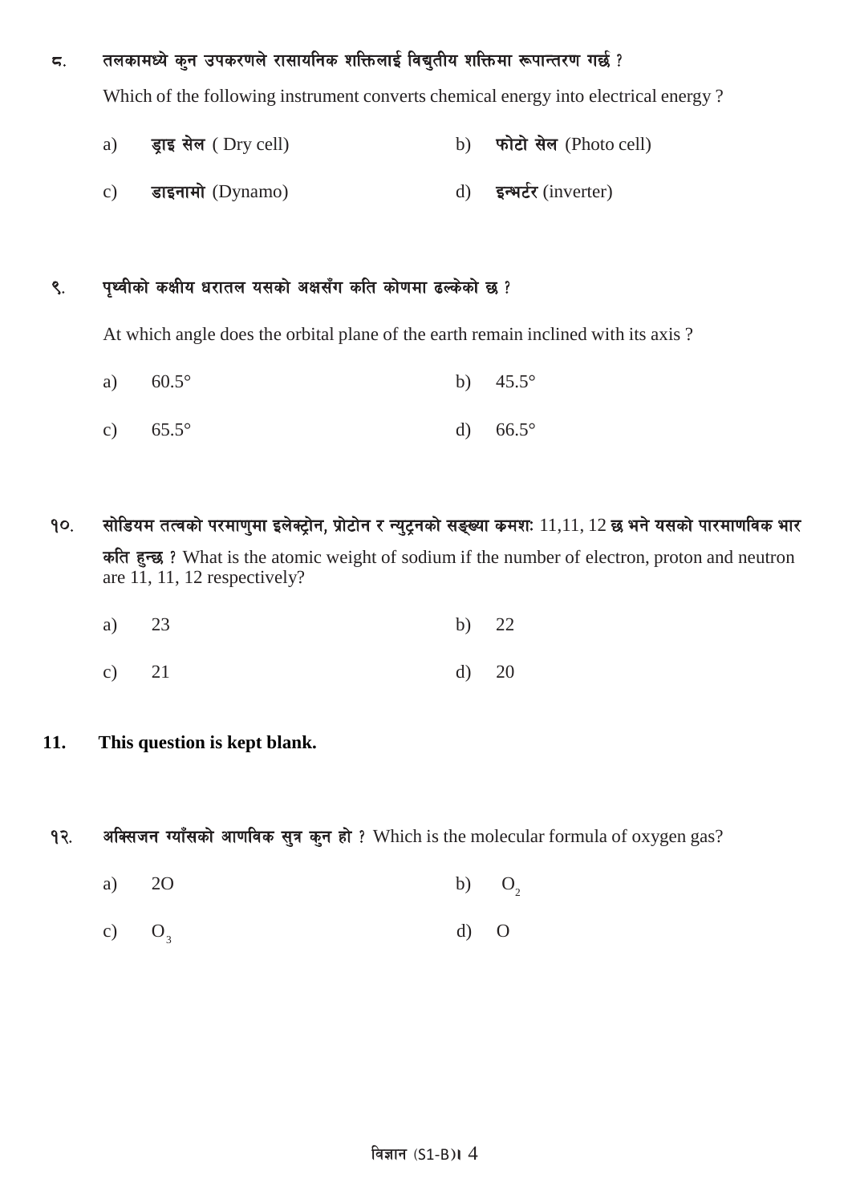८. **तलकामध्ये कुन उपकरणले रासायनिक शक्तिलाई विद्युतीय शक्तिमा रूपान्तरण गर्छ ?**

Which of the following instrument converts chemical energy into electrical energy ?

a) **ड्राइ सेल** ( Dry cell) b) **फोटो सेल** (Photo cell)

c) **डाइनामो** (Dynamo) d) **इन्भर्टर** (inverter)

९. **पृथ्वीको कक्षीय धरातल यसको अक्षसँग कति कोणमा ढल्केको छ ?**

At which angle does the orbital plane of the earth remain inclined with its axis ?

a) 60.5° b) 45.5°

c) 65.5° d) 66.5°

१०. **सोडियम तत्वको परमाणुमा इलेक्ट्रोन, प्रोटोन र न्युट्रनको सङ्ख्या क्रमशः** 11,11, 12 **छ भने यसको पारमाणविक भार कति हुन्छ ?** What is the atomic weight of sodium if the number of electron, proton and neutron are 11, 11, 12 respectively?

a) 23 b) 22

c) 21 d) 20

**11. This question is kept blank.**

१२. **अक्सिजन ग्याँसको आणविक सुत्र कुन हो ?** Which is the molecular formula of oxygen gas?

a) 2O b) $O_2$

c) $O_3$ d) O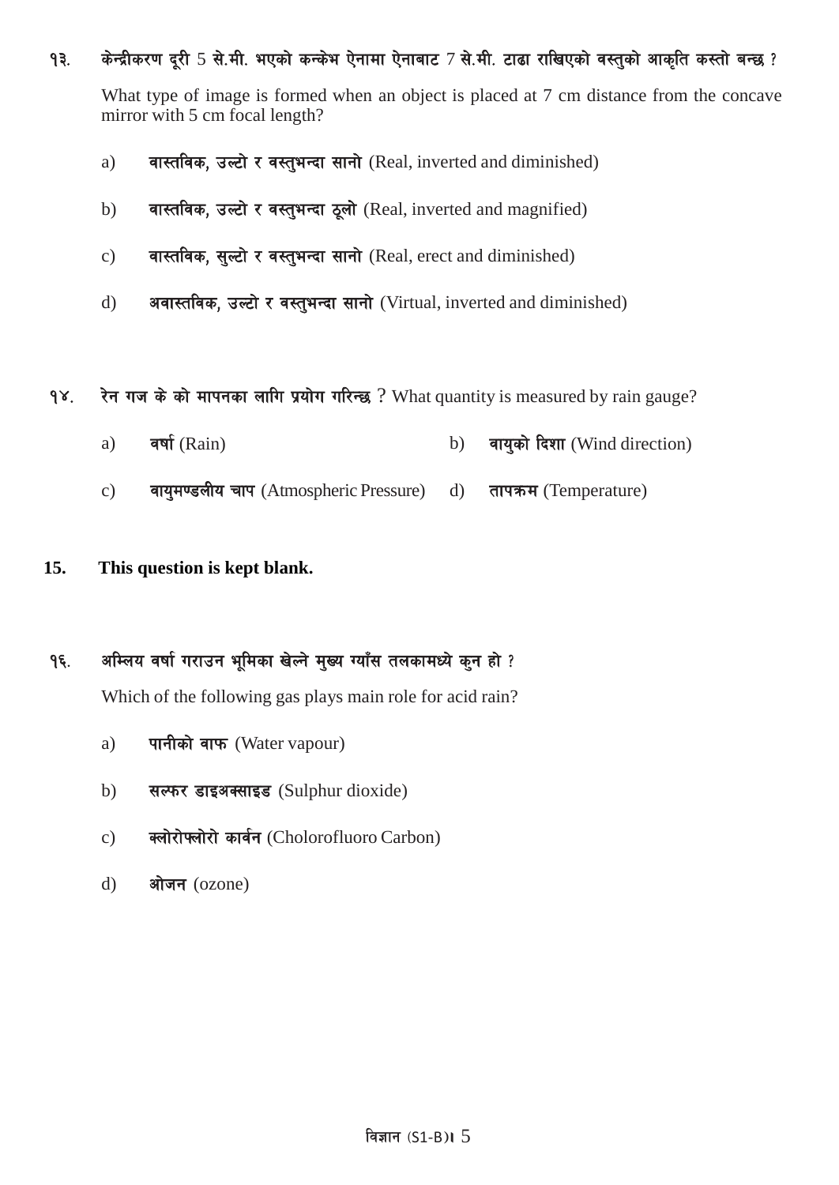१३. केन्द्रीकरण दूरी 5 से.मी. भएको कन्केभ ऐनामा ऐनाबाट 7 से.मी. टाढा राखिएको वस्तुको आकृति कस्तो बन्छ ?

What type of image is formed when an object is placed at 7 cm distance from the concave mirror with 5 cm focal length?

a) **वास्तविक, उल्टो र वस्तुभन्दा सानो** (Real, inverted and diminished)

b) **वास्तविक, उल्टो र वस्तुभन्दा ठूलो** (Real, inverted and magnified)

c) **वास्तविक, सुल्टो र वस्तुभन्दा सानो** (Real, erect and diminished)

d) **अवास्तविक, उल्टो र वस्तुभन्दा सानो** (Virtual, inverted and diminished)

१४. रेन गज के को मापनका लागि प्रयोग गरिन्छ ? What quantity is measured by rain gauge?

a) **वर्षा** (Rain)

b) **वायुको दिशा** (Wind direction)

c) **वायुमण्डलीय चाप** (Atmospheric Pressure)

d) **तापक्रम** (Temperature)

**15. This question is kept blank.**

१६. अम्लिय वर्षा गराउन भूमिका खेल्ने मुख्य ग्याँस तलकामध्ये कुन हो ?

Which of the following gas plays main role for acid rain?

a) **पानीको वाफ** (Water vapour)

b) **सल्फर डाइअक्साइड** (Sulphur dioxide)

c) **क्लोरोफ्लोरो कार्वन** (Cholorofluoro Carbon)

d) **ओजन** (ozone)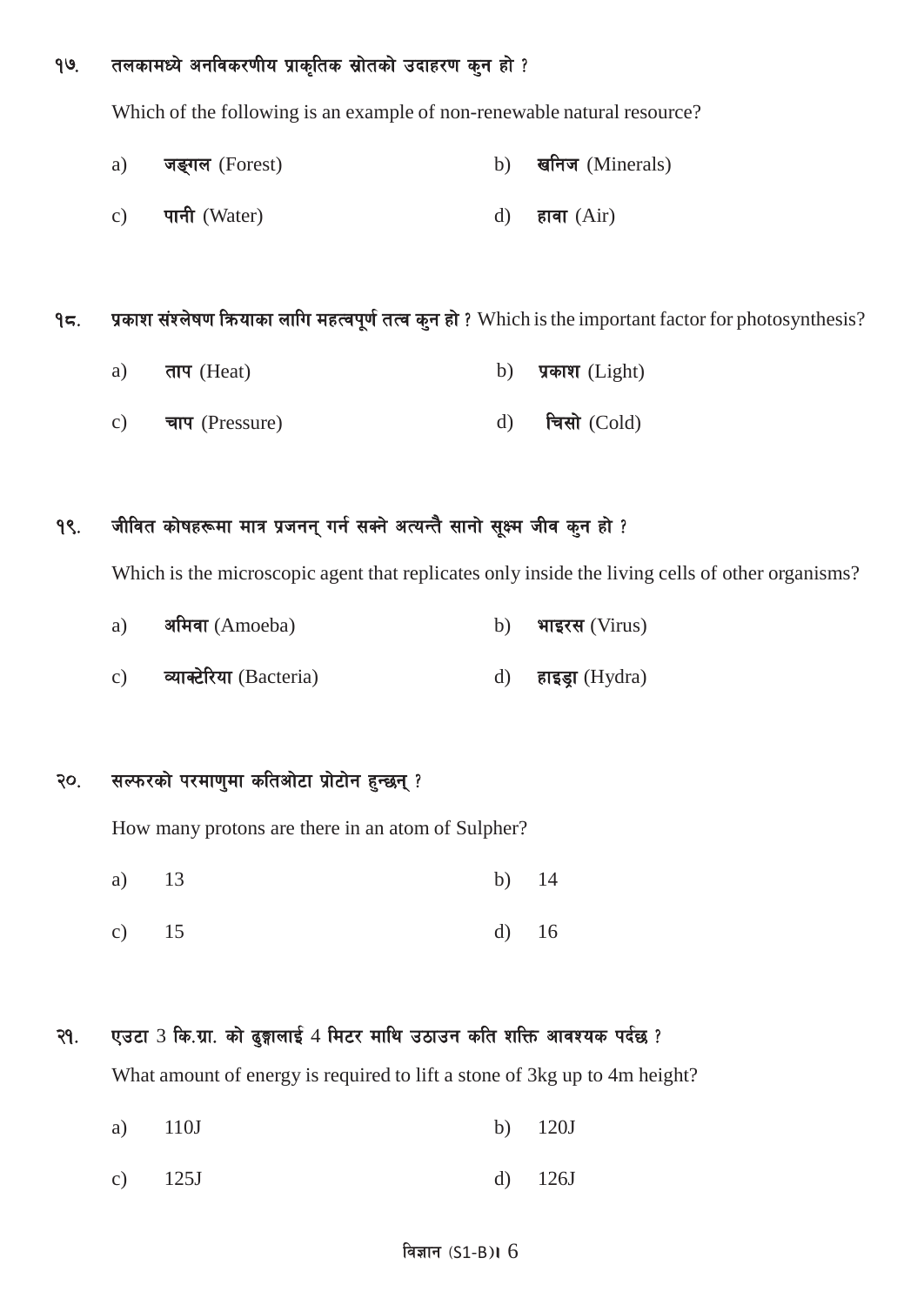१७. तलकामध्ये अनविकरणीय प्राकृतिक स्रोतको उदाहरण कुन हो ?

Which of the following is an example of non-renewable natural resource?

a) **जङ्गल** (Forest) b) **खनिज** (Minerals)

c) **पानी** (Water) d) **हावा** (Air)

१८. **प्रकाश संश्लेषण क्रियाका लागि महत्वपूर्ण तत्व कुन हो ?** Which is the important factor for photosynthesis?

a) **ताप** (Heat) b) **प्रकाश** (Light)

c) **चाप** (Pressure) d) **चिसो** (Cold)

१९. जीवित कोषहरूमा मात्र प्रजनन् गर्न सक्ने अत्यन्तै सानो सूक्ष्म जीव कुन हो ?

Which is the microscopic agent that replicates only inside the living cells of other organisms?

a) **अमिवा** (Amoeba) b) **भाइरस** (Virus)

c) **व्याक्टेरिया** (Bacteria) d) **हाइड्रा** (Hydra)

२०. सल्फरको परमाणुमा कतिओटा प्रोटोन हुन्छन् ?

How many protons are there in an atom of Sulpher?

a) 13 b) 14

c) 15 d) 16

२१. एउटा 3 कि.ग्रा. को ढुङ्गालाई 4 मिटर माथि उठाउन कति शक्ति आवश्यक पर्दछ ?

What amount of energy is required to lift a stone of 3kg up to 4m height?

a) 110J b) 120J

c) 125J d) 126J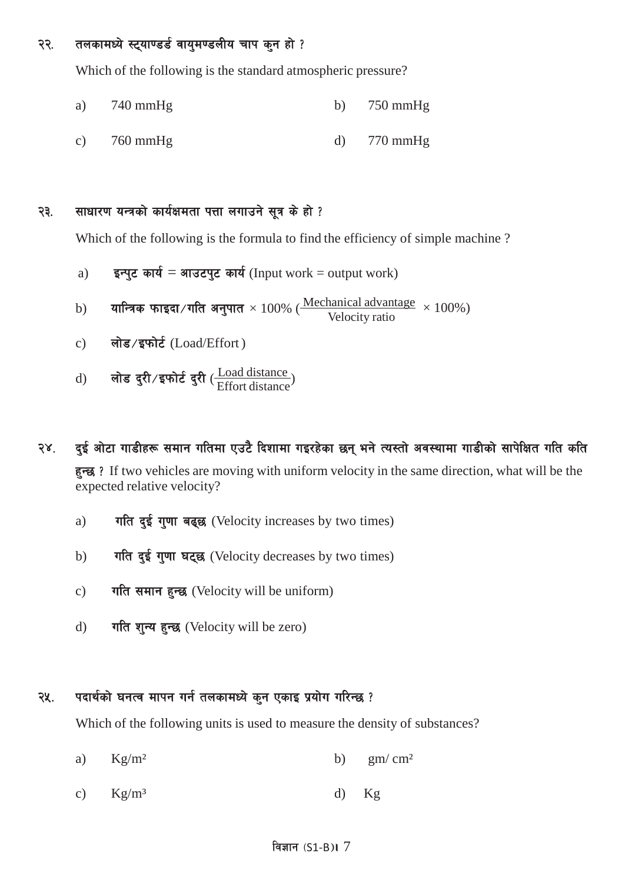२२. तलकामध्ये स्ट्याण्डर्ड वायुमण्डलीय चाप कुन हो ?

Which of the following is the standard atmospheric pressure?

a) 740 mmHg b) 750 mmHg

c) 760 mmHg d) 770 mmHg

२३. साधारण यन्त्रको कार्यक्षमता पत्ता लगाउने सूत्र के हो ?

Which of the following is the formula to find the efficiency of simple machine ?

a) इन्पुट कार्य = आउटपुट कार्य (Input work = output work)

b) यान्त्रिक फाइदा/गति अनुपात × 100% ($\frac{\text{Mechanical advantage}}{\text{Velocity ratio}} \times 100\%$)

c) लोड/इफोर्ट (Load/Effort )

d) लोड दुरी/इफोर्ट दुरी ($\frac{\text{Load distance}}{\text{Effort distance}}$)

२४. दुई ओटा गाडीहरू समान गतिमा एउटै दिशामा गइरहेका छन् भने त्यस्तो अवस्थामा गाडीको सापेक्षित गति कति हुन्छ ? If two vehicles are moving with uniform velocity in the same direction, what will be the expected relative velocity?

a) गति दुई गुणा बढ्छ (Velocity increases by two times)

b) गति दुई गुणा घट्छ (Velocity decreases by two times)

c) गति समान हुन्छ (Velocity will be uniform)

d) गति शुन्य हुन्छ (Velocity will be zero)

२५. पदार्थको घनत्व मापन गर्न तलकामध्ये कुन एकाइ प्रयोग गरिन्छ ?

Which of the following units is used to measure the density of substances?

a) $Kg/m^2$ b) $gm/cm^2$

c) $Kg/m^3$ d) Kg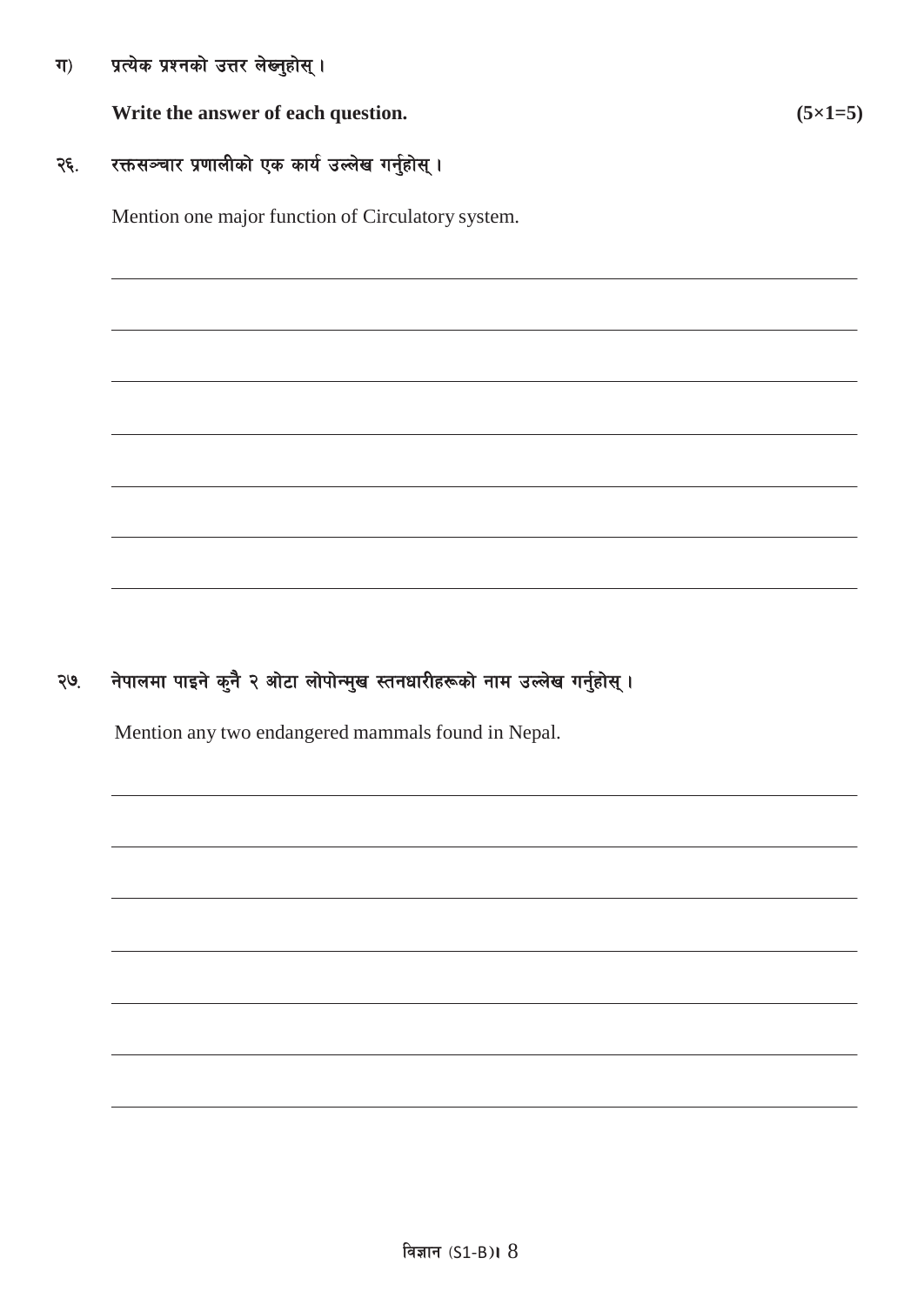ग) प्रत्येक प्रश्नको उत्तर लेख्नुहोस् ।

**Write the answer of each question.** **(5×1=5)**

२६. रक्तसञ्चार प्रणालीको एक कार्य उल्लेख गर्नुहोस् ।

Mention one major function of Circulatory system.

२७. नेपालमा पाइने कुनै २ ओटा लोपोन्मुख स्तनधारीहरूको नाम उल्लेख गर्नुहोस् ।

Mention any two endangered mammals found in Nepal.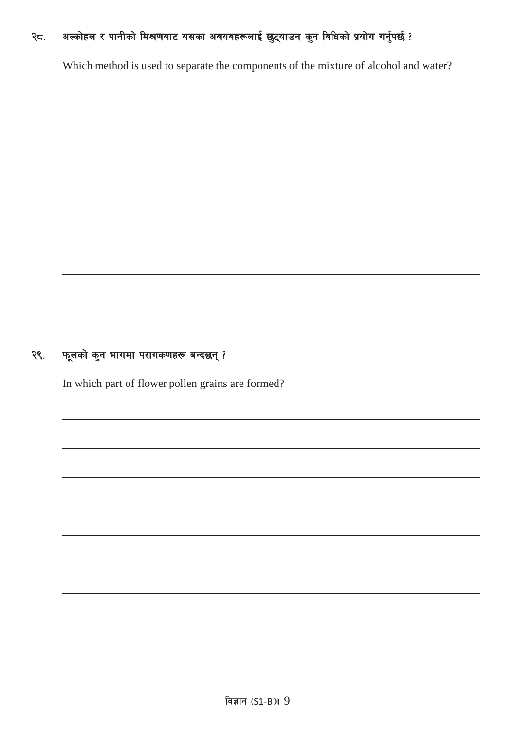२८. अल्कोहल र पानीको मिश्रणबाट यसका अवयवहरूलाई छुट्याउन कुन विधिको प्रयोग गर्नुपर्छ ?

Which method is used to separate the components of the mixture of alcohol and water?

२९. फूलको कुन भागमा परागकणहरू बन्दछन् ?

In which part of flower pollen grains are formed?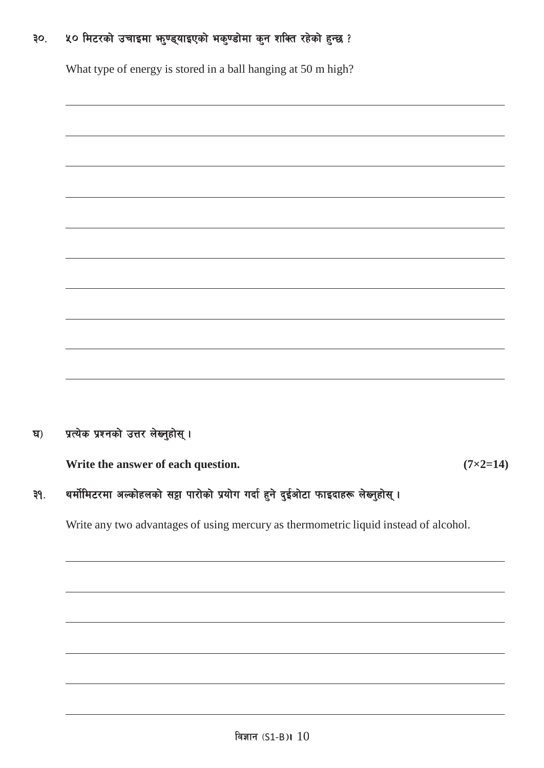३०. ५० मिटरको उचाइमा झुण्ड्याइएको भकुण्डोमा कुन शक्ति रहेको हुन्छ ?

What type of energy is stored in a ball hanging at 50 m high?

घ) प्रत्येक प्रश्नको उत्तर लेख्नुहोस् ।

**Write the answer of each question.** **(7×2=14)**

३१. थर्मोमिटरमा अल्कोहलको सट्टा पारोको प्रयोग गर्दा हुने दुईओटा फाइदाहरू लेख्नुहोस् ।

Write any two advantages of using mercury as thermometric liquid instead of alcohol.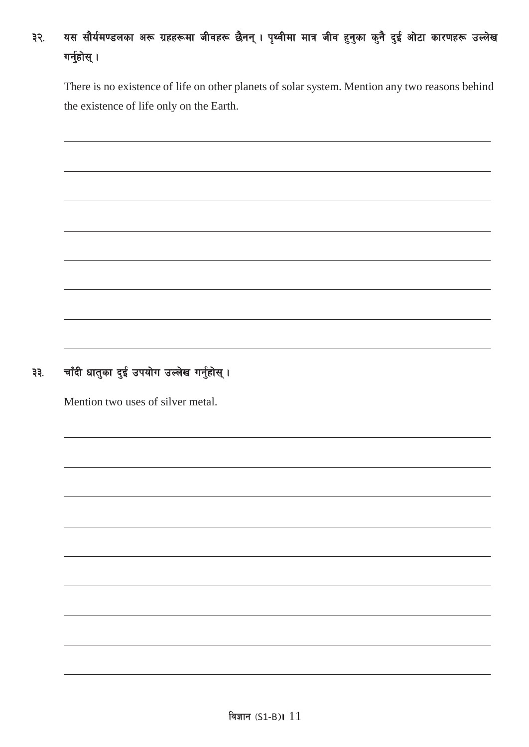३२. यस सौर्यमण्डलका अरू ग्रहहरूमा जीवहरू छैनन् । पृथ्वीमा मात्र जीव हुनुका कुनै दुई ओटा कारणहरू उल्लेख गर्नुहोस् ।

There is no existence of life on other planets of solar system. Mention any two reasons behind the existence of life only on the Earth.

३३. चाँदी धातुका दुई उपयोग उल्लेख गर्नुहोस् ।

Mention two uses of silver metal.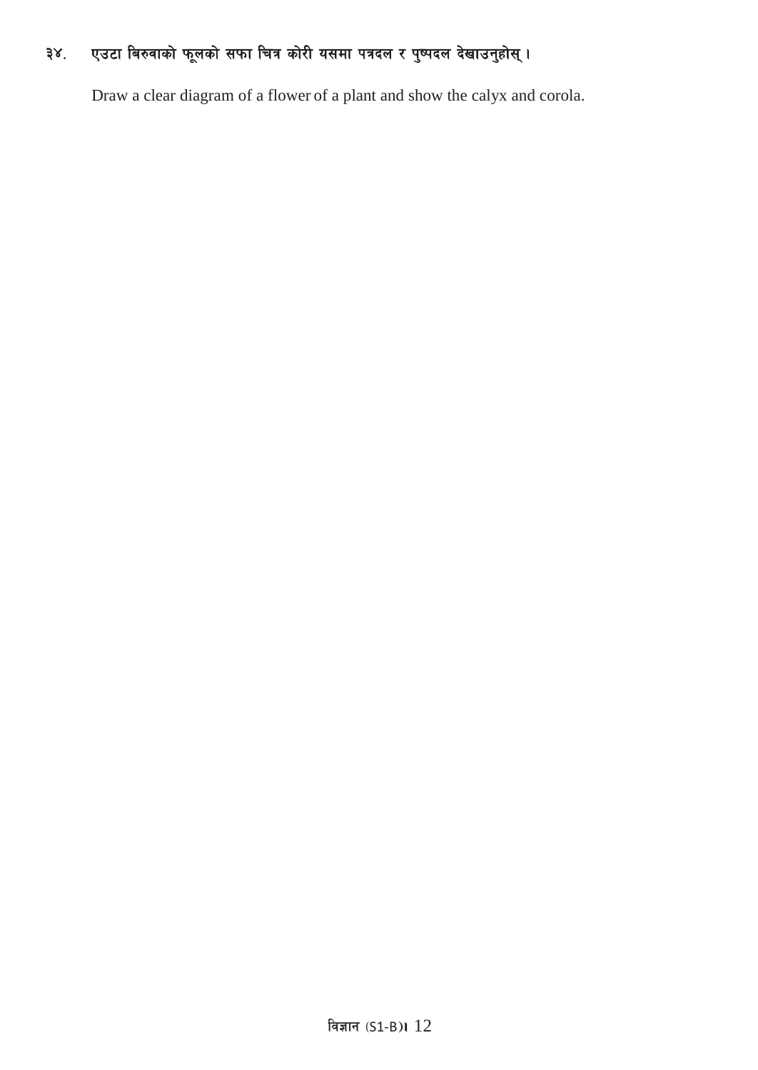३४. एउटा बिरुवाको फूलको सफा चित्र कोरी यसमा पत्रदल र पुष्पदल देखाउनुहोस् ।

Draw a clear diagram of a flower of a plant and show the calyx and corola.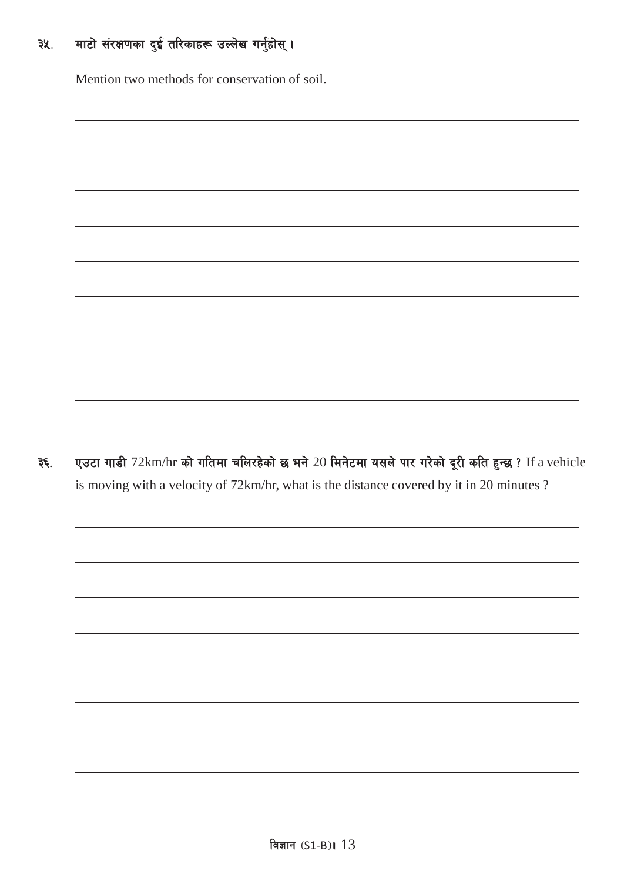३५. माटो संरक्षणका दुई तरिकाहरू उल्लेख गर्नुहोस् ।

Mention two methods for conservation of soil.

३६. **एउटा गाडी** 72km/hr **को गतिमा चलिरहेको छ भने** 20 **मिनेटमा यसले पार गरेको दूरी कति हुन्छ ?** If a vehicle is moving with a velocity of 72km/hr, what is the distance covered by it in 20 minutes ?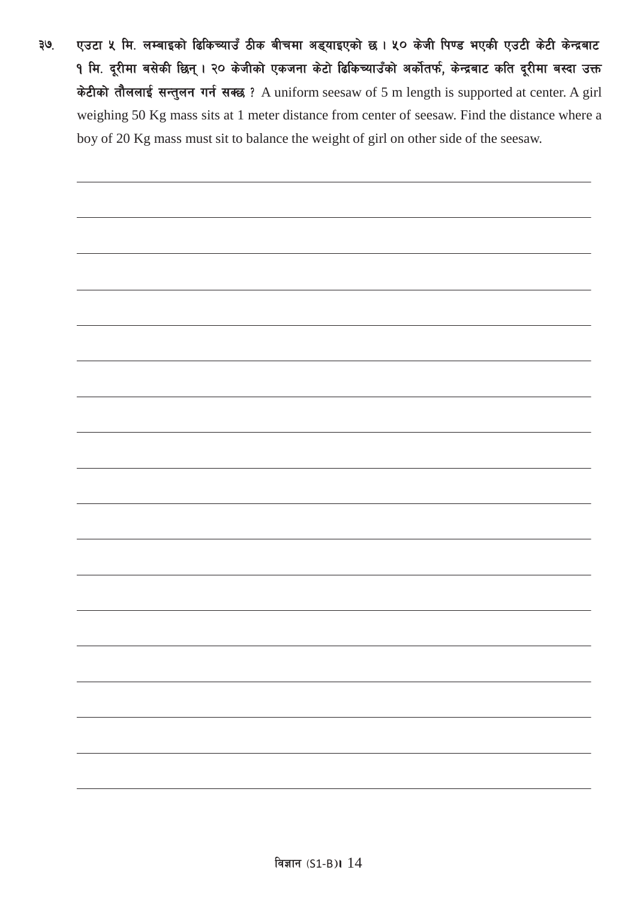३७. **एउटा ५ मि. लम्बाइको ढिकिच्याउँ ठीक बीचमा अड्याइएको छ । ५० केजी पिण्ड भएकी एउटी केटी केन्द्रबाट १ मि. दूरीमा बसेकी छिन् । २० केजीको एकजना केटो ढिकिच्याउँको अर्कोतर्फ, केन्द्रबाट कति दूरीमा बस्दा उक्त केटीको तौललाई सन्तुलन गर्न सक्छ ?** A uniform seesaw of 5 m length is supported at center. A girl weighing 50 Kg mass sits at 1 meter distance from center of seesaw. Find the distance where a boy of 20 Kg mass must sit to balance the weight of girl on other side of the seesaw.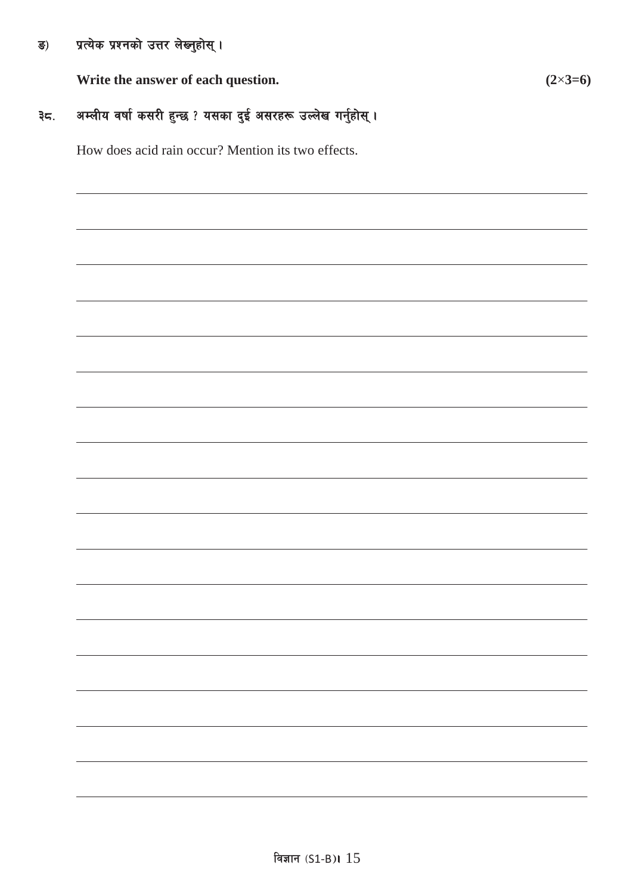ङ) प्रत्येक प्रश्नको उत्तर लेख्नुहोस् ।

**Write the answer of each question.** **(2×3=6)**

३८. अम्लीय वर्षा कसरी हुन्छ ? यसका दुई असरहरू उल्लेख गर्नुहोस् ।

How does acid rain occur? Mention its two effects.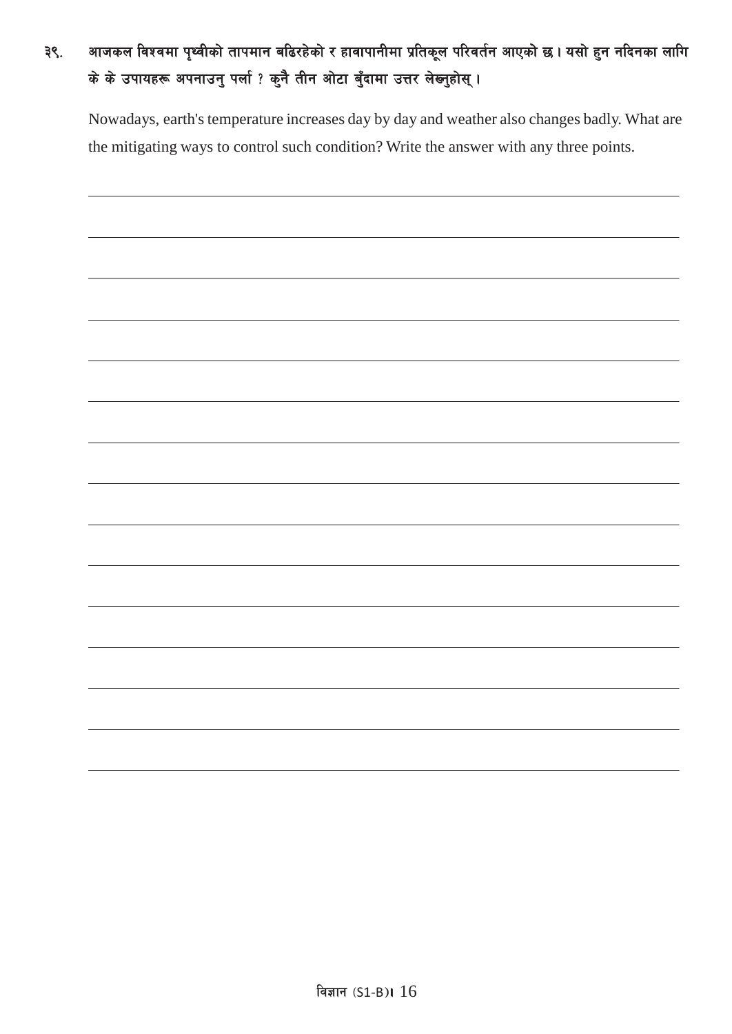३९. आजकल विश्वमा पृथ्वीको तापमान बढिरहेको र हावापानीमा प्रतिकूल परिवर्तन आएको छ । यसो हुन नदिनका लागि के के उपायहरू अपनाउनु पर्ला ? कुनै तीन ओटा बुँदामा उत्तर लेख्नुहोस् ।

Nowadays, earth's temperature increases day by day and weather also changes badly. What are the mitigating ways to control such condition? Write the answer with any three points.